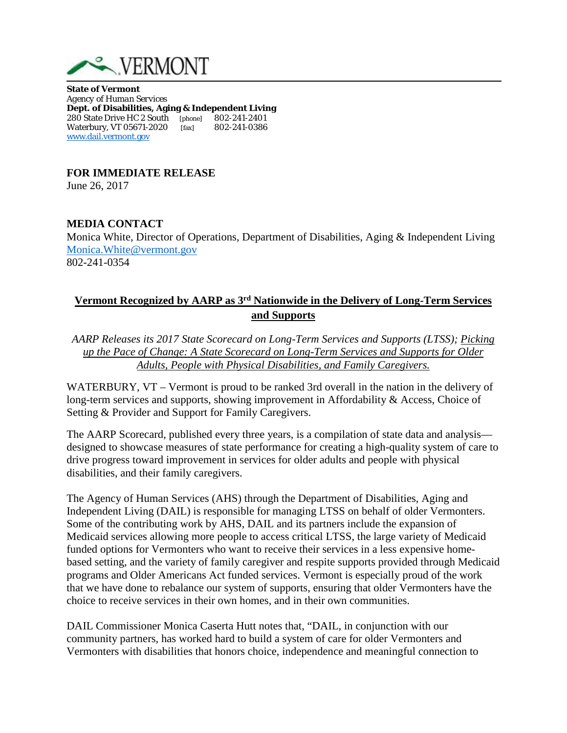VERMONT

**State of Vermont**
*Agency of Human Services*
**Dept. of Disabilities, Aging & Independent Living**
280 State Drive HC 2 South [phone] 802-241-2401
Waterbury, VT 05671-2020 [fax] 802-241-0386
www.dail.vermont.gov

**FOR IMMEDIATE RELEASE**
June 26, 2017

**MEDIA CONTACT**
Monica White, Director of Operations, Department of Disabilities, Aging & Independent Living
Monica.White@vermont.gov
802-241-0354

## Vermont Recognized by AARP as 3rd Nationwide in the Delivery of Long-Term Services and Supports

*AARP Releases its 2017 State Scorecard on Long-Term Services and Supports (LTSS); Picking up the Pace of Change: A State Scorecard on Long-Term Services and Supports for Older Adults, People with Physical Disabilities, and Family Caregivers.*

WATERBURY, VT – Vermont is proud to be ranked 3rd overall in the nation in the delivery of long-term services and supports, showing improvement in Affordability & Access, Choice of Setting & Provider and Support for Family Caregivers.

The AARP Scorecard, published every three years, is a compilation of state data and analysis—designed to showcase measures of state performance for creating a high-quality system of care to drive progress toward improvement in services for older adults and people with physical disabilities, and their family caregivers.

The Agency of Human Services (AHS) through the Department of Disabilities, Aging and Independent Living (DAIL) is responsible for managing LTSS on behalf of older Vermonters. Some of the contributing work by AHS, DAIL and its partners include the expansion of Medicaid services allowing more people to access critical LTSS, the large variety of Medicaid funded options for Vermonters who want to receive their services in a less expensive home-based setting, and the variety of family caregiver and respite supports provided through Medicaid programs and Older Americans Act funded services. Vermont is especially proud of the work that we have done to rebalance our system of supports, ensuring that older Vermonters have the choice to receive services in their own homes, and in their own communities.

DAIL Commissioner Monica Caserta Hutt notes that, "DAIL, in conjunction with our community partners, has worked hard to build a system of care for older Vermonters and Vermonters with disabilities that honors choice, independence and meaningful connection to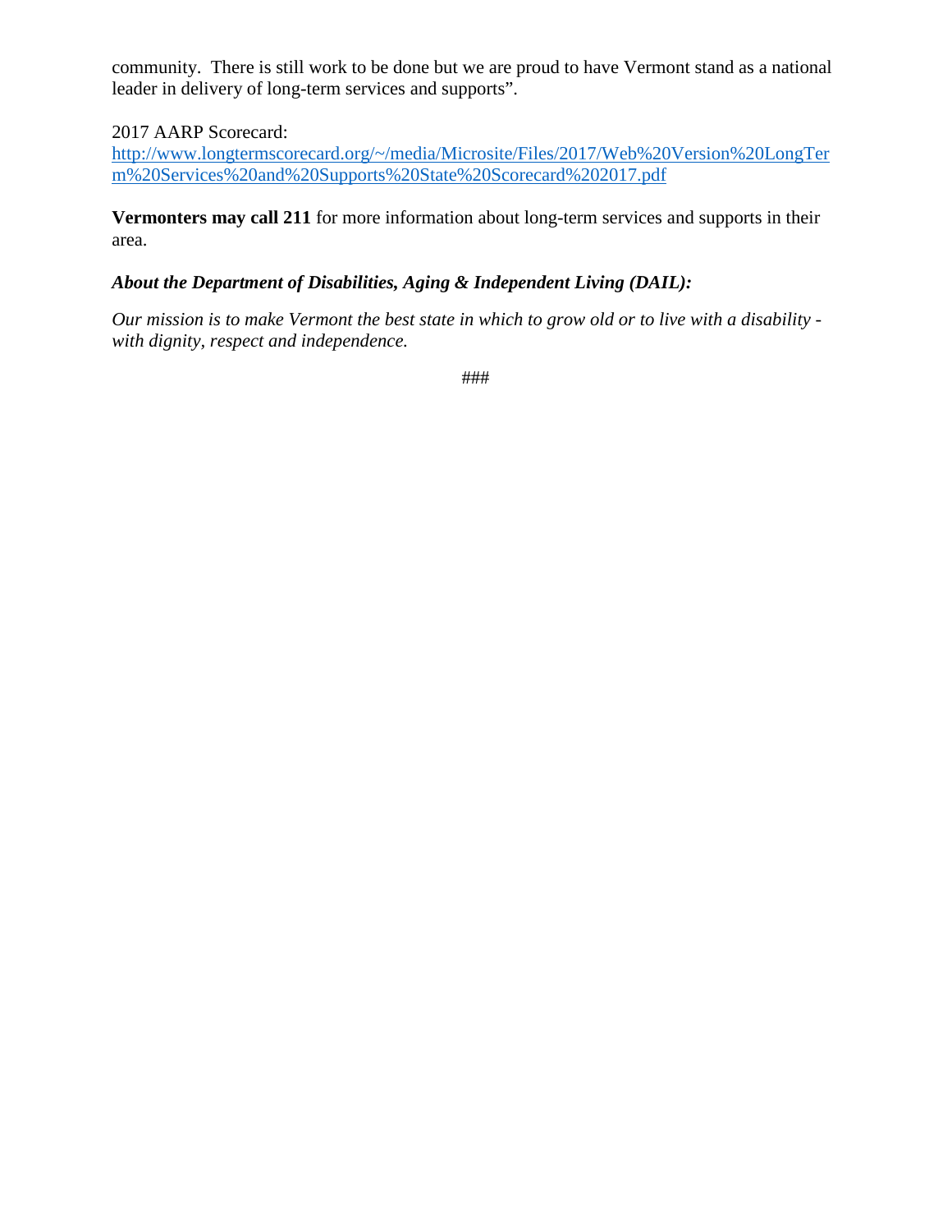community. There is still work to be done but we are proud to have Vermont stand as a national leader in delivery of long-term services and supports".

2017 AARP Scorecard:
[http://www.longtermscorecard.org/~/media/Microsite/Files/2017/Web%20Version%20LongTerm%20Services%20and%20Supports%20State%20Scorecard%202017.pdf](http://www.longtermscorecard.org/~/media/Microsite/Files/2017/Web%20Version%20LongTerm%20Services%20and%20Supports%20State%20Scorecard%202017.pdf)

**Vermonters may call 211** for more information about long-term services and supports in their area.

***About the Department of Disabilities, Aging & Independent Living (DAIL):***

*Our mission is to make Vermont the best state in which to grow old or to live with a disability - with dignity, respect and independence.*

###